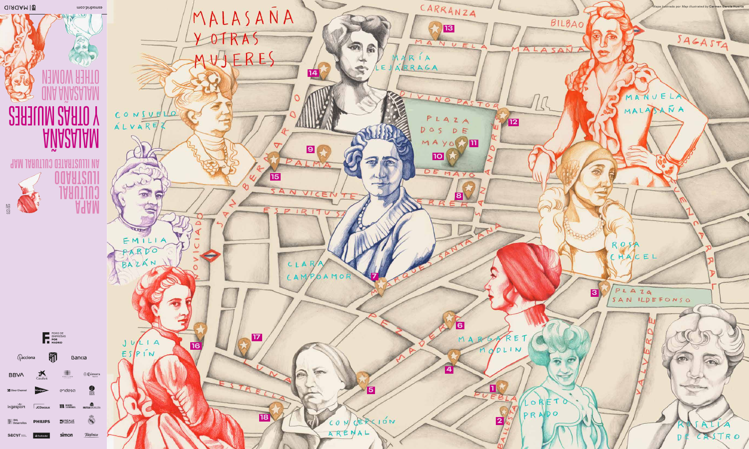# MALASAÑA Y OTRAS MUJERES

MAPA CULTURAL ILUSTRADO

AN ILLUSTRATED CULTURAL MAP

MALASAÑA Y OTRAS MUJERES

MALASAÑA AND OTHER WOMEN

ES EN

esmadrid.com

MADRID

Mapa ilustrado por *Map illustrated by* Carmen García Huerta

FORO DE EMPRESAS POR MADRID

acciona · Bankia · BBVA · CaixaBank · Cámara Madrid · Clear Channel · El Corte Inglés · endesa · ingesport · JCDecaux · Mahou San Miguel · Mutua Madrileña · OHL Desarrollos · PHILIPS · Reale Seguros · sacyr · Santander · simon · Telefónica

---

CONSUELO ÁLVAREZ · MARÍA LEJÁRRAGA · MANUELA MALASAÑA · EMILIA PARDO BAZÁN · CLARA CAMPOAMOR · ROSA CHACEL · MARGARET MODLIN · JULIA ESPÍN · LORETO PRADO · CONCEPCIÓN ARENAL · ROSALÍA DE CASTRO

CARRANZA · MANUELA MALASAÑA · BILBAO · SAGASTA · DIVINO PASTOR · PLAZA DOS DE MAYO · DOS DE MAYO · SAN ANDRÉS · PALMA · SAN VICENTE FERRER · ESPÍRITU SANTO · SAN BERNARDO · NOVICIADO · MARQUÉS DE SANTA ANA · FUENCARRAL · PLAZA SAN ILDEFONSO · PEZ · MADERA · LUNA · ESTRELLA · PUEBLA · BALLESTA · VALVERDE

1 · 2 · 3 · 4 · 5 · 6 · 7 · 8 · 9 · 10 · 11 · 12 · 13 · 14 · 15 · 16 · 17 · 18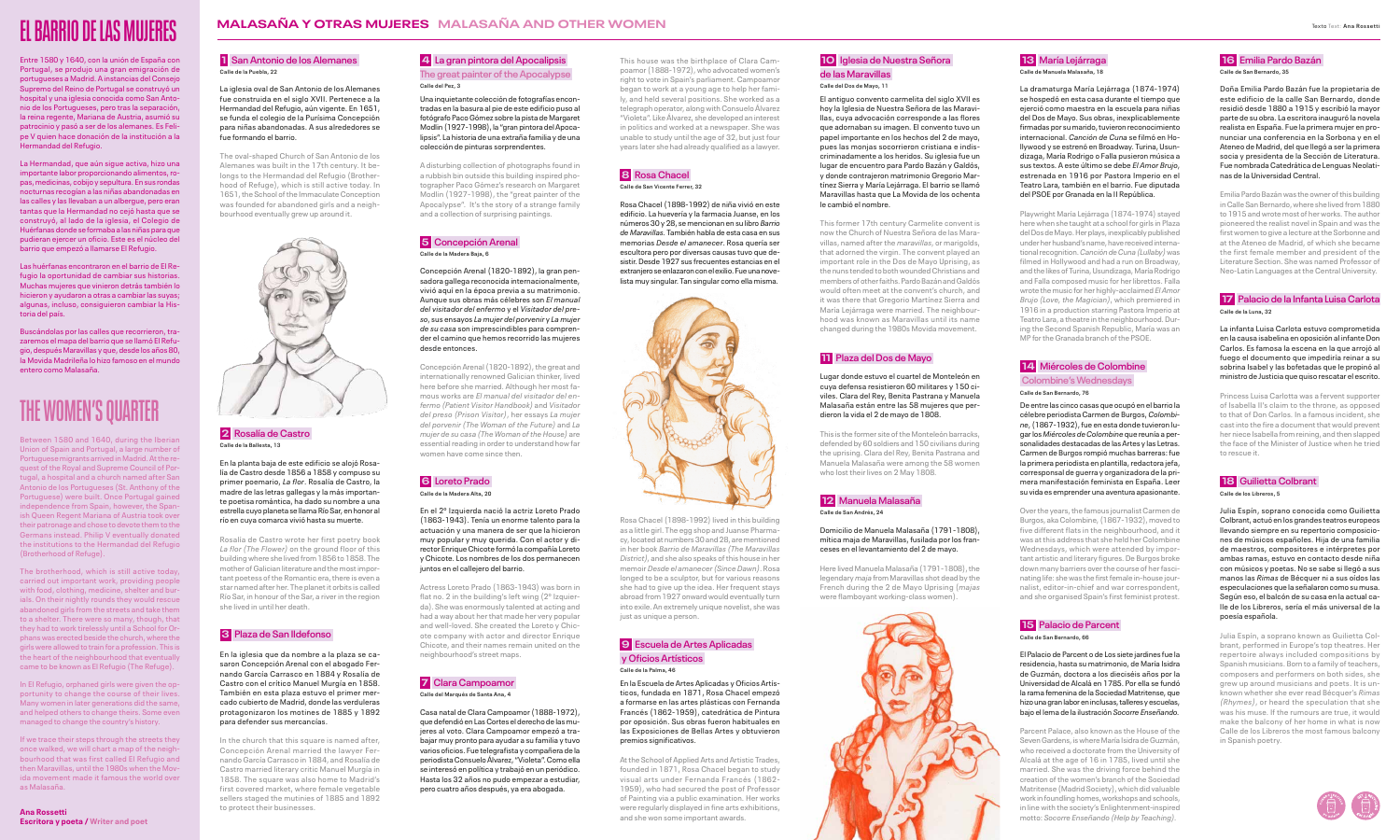# EL BARRIO DE LAS MUJERES

Entre 1580 y 1640, con la unión de España con Portugal, se produjo una gran emigración de portugueses a Madrid. A instancias del Consejo Supremo del Reino de Portugal se construyó un hospital y una iglesia conocida como San Antonio de los Portugueses, pero tras la separación, la reina regente, Mariana de Austria, asumió su patrocinio y pasó a ser de los alemanes. Es Felipe V quien hace donación de la institución a la Hermandad del Refugio.

La Hermandad, que aún sigue activa, hizo una importante labor proporcionando alimentos, ropas, medicinas, cobijo y sepultura. En sus rondas nocturnas recogían a las niñas abandonadas en las calles y las llevaban a un albergue, pero eran tantas que la Hermandad no cejó hasta que se construyó, al lado de la iglesia, el Colegio de Huérfanas donde se formaba a las niñas para que pudieran ejercer un oficio. Este es el núcleo del barrio que empezó a llamarse El Refugio.

Las huérfanas encontraron en el barrio de El Refugio la oportunidad de cambiar sus historias. Muchas mujeres que vinieron detrás también lo hicieron y ayudaron a otras a cambiar las suyas; algunas, incluso, consiguieron cambiar la Historia del país.

Buscándolas por las calles que recorrieron, trazaremos el mapa del barrio que se llamó El Refugio, después Maravillas y que, desde los años 80, la Movida Madrileña lo hizo famoso en el mundo entero como Malasaña.

# THE WOMEN'S QUARTER

Between 1580 and 1640, during the Iberian Union of Spain and Portugal, a large number of Portuguese migrants arrived in Madrid. At the request of the Royal and Supreme Council of Portugal, a hospital and a church named after San Antonio de los Portugueses (St. Anthony of the Portuguese) were built. Once Portugal gained independence from Spain, however, the Spanish Queen Regent Mariana of Austria took over their patronage and chose to devote them to the Germans instead. Philip V eventually donated the institutions to the Hermandad del Refugio (Brotherhood of Refuge).

The brotherhood, which is still active today, carried out important work, providing people with food, clothing, medicine, shelter and burials. On their nightly rounds they would rescue abandoned girls from the streets and take them to a shelter. There were so many, though, that they had to work tirelessly until a School for Orphans was erected beside the church, where the girls were allowed to train for a profession. This is the heart of the neighbourhood that eventually came to be known as El Refugio (The Refuge).

In El Refugio, orphaned girls were given the opportunity to change the course of their lives. Many women in later generations did the same, and helped others to change theirs. Some even managed to change the country's history.

If we trace their steps through the streets they once walked, we will chart a map of the neighbourhood that was first called El Refugio and then Maravillas, until the 1980s when the Movida movement made it famous the world over as Malasaña.

**Ana Rossetti**
**Escritora y poeta / Writer and poet**

## MALASAÑA Y OTRAS MUJERES MALASAÑA AND OTHER WOMEN

Texto Text: Ana Rossetti

### 1 San Antonio de los Alemanes
**Calle de la Puebla, 22**

La iglesia oval de San Antonio de los Alemanes fue construida en el siglo XVII. Pertenece a la Hermandad del Refugio, aún vigente. En 1651, se funda el colegio de la Purísima Concepción para niñas abandonadas. A sus alrededores se fue formando el barrio.

The oval-shaped Church of San Antonio de los Alemanes was built in the 17th century. It belongs to the Hermandad del Refugio (Brotherhood of Refuge), which is still active today. In 1651, the School of the Immaculate Conception was founded for abandoned girls and a neighbourhood eventually grew up around it.

### 2 Rosalía de Castro
**Calle de la Ballesta, 13**

En la planta baja de este edificio se alojó Rosalía de Castro desde 1856 a 1858 y compuso su primer poemario, *La flor*. Rosalía de Castro, la madre de las letras gallegas y la más importante poetisa romántica, ha dado su nombre a una estrella cuyo planeta se llama Río Sar, en honor al río en cuya comarca vivió hasta su muerte.

Rosalía de Castro wrote her first poetry book *La flor (The Flower)* on the ground floor of this building where she lived from 1856 to 1858. The mother of Galician literature and the most important poetess of the Romantic era, there is even a star named after her. The planet it orbits is called Río Sar, in honour of the Sar, a river in the region she lived in until her death.

### 3 Plaza de San Ildefonso

En la iglesia que da nombre a la plaza se casaron Concepción Arenal con el abogado Fernando García Carrasco en 1884 y Rosalía de Castro con el crítico Manuel Murgía en 1858. También en esta plaza estuvo el primer mercado cubierto de Madrid, donde las verduleras protagonizaron los motines de 1885 y 1892 para defender sus mercancías.

In the church that this square is named after, Concepción Arenal married the lawyer Fernando García Carrasco in 1884, and Rosalía de Castro married literary critic Manuel Murgía in 1858. The square was also home to Madrid's first covered market, where female vegetable sellers staged the mutinies of 1885 and 1892 to protect their businesses.

### 4 La gran pintora del Apocalipsis
### The great painter of the Apocalypse
**Calle del Pez, 3**

Una inquietante colección de fotografías encontradas en la basura al pie de este edificio puso al fotógrafo Paco Gómez sobre la pista de Margaret Modlin (1927-1998), la "gran pintora del Apocalipsis". La historia de una extraña familia y de una colección de pinturas sorprendentes.

A disturbing collection of photographs found in a rubbish bin outside this building inspired photographer Paco Gómez's research on Margaret Modlin (1927-1998), the "great painter of the Apocalypse". It's the story of a strange family and a collection of surprising paintings.

### 5 Concepción Arenal
**Calle de la Madera Baja, 6**

Concepción Arenal (1820-1892), la gran pensadora gallega reconocida internacionalmente, vivió aquí en la época previa a su matrimonio. Aunque sus obras más célebres son *El manual del visitador del enfermo* y el *Visitador del preso*, sus ensayos *La mujer del porvenir* y *La mujer de su casa* son imprescindibles para comprender el camino que hemos recorrido las mujeres desde entonces.

Concepción Arenal (1820-1892), the great and internationally renowned Galician thinker, lived here before she married. Although her most famous works are *El manual del visitador del enfermo (Patient Visitor Handbook)* and *Visitador del preso (Prison Visitor)*, her essays *La mujer del porvenir (The Woman of the Future)* and *La mujer de su casa (The Woman of the House)* are essential reading in order to understand how far women have come since then.

### 6 Loreto Prado
**Calle de la Madera Alta, 20**

En el 2º Izquierda nació la actriz Loreto Prado (1863-1943). Tenía un enorme talento para la actuación y una manera de ser que la hicieron muy popular y muy querida. Con el actor y director Enrique Chicote formó la compañía Loreto y Chicote. Los nombres de los dos permanecen juntos en el callejero del barrio.

Actress Loreto Prado (1863-1943) was born in flat no. 2 in the building's left wing (2º Izquierda). She was enormously talented at acting and had a way about her that made her very popular and well-loved. She created the Loreto y Chicote company with actor and director Enrique Chicote, and their names remain united on the neighbourhood's street maps.

### 7 Clara Campoamor
**Calle del Marqués de Santa Ana, 4**

Casa natal de Clara Campoamor (1888-1972), que defendió en Las Cortes el derecho de las mujeres al voto. Clara Campoamor empezó a trabajar muy pronto para ayudar a su familia y tuvo varios oficios. Fue telegrafista y compañera de la periodista Consuelo Álvarez, "Violeta". Como ella se interesó en política y trabajó en un periódico. Hasta los 32 años no pudo empezar a estudiar, pero cuatro años después, ya era abogada.

This house was the birthplace of Clara Campoamor (1888-1972), who advocated women's right to vote in Spain's parliament. Campoamor began to work at a young age to help her family, and held several positions. She worked as a telegraph operator, along with Consuelo Álvarez "Violeta". Like Álvarez, she developed an interest in politics and worked at a newspaper. She was unable to study until the age of 32, but just four years later she had already qualified as a lawyer.

### 8 Rosa Chacel
**Calle de San Vicente Ferrer, 32**

Rosa Chacel (1898-1992) de niña vivió en este edificio. La huevería y la farmacia Juanse, en los números 30 y 28, se mencionan en su libro *Barrio de Maravillas*. También habla de esta casa en sus memorias *Desde el amanecer*. Rosa quería ser escultora pero por diversas causas tuvo que desistir. Desde 1927 sus frecuentes estancias en el extranjero se enlazaron con el exilio. Fue una novelista muy singular. Tan singular como ella misma.

Rosa Chacel (1898-1992) lived in this building as a little girl. The egg shop and Juanse Pharmacy, located at numbers 30 and 28, are mentioned in her book *Barrio de Maravillas (The Maravillas District)*, and she also speaks of this house in her memoir *Desde el amanecer (Since Dawn)*. Rosa longed to be a sculptor, but for various reasons she had to give up the idea. Her frequent stays abroad from 1927 onward would eventually turn into exile. An extremely unique novelist, she was just as unique a person.

### 9 Escuela de Artes Aplicadas y Oficios Artísticos
**Calle de la Palma, 46**

En la Escuela de Artes Aplicadas y Oficios Artísticos, fundada en 1871, Rosa Chacel empezó a formarse en las artes plásticas con Fernanda Francés (1862-1959), catedrática de Pintura por oposición. Sus obras fueron habituales en las Exposiciones de Bellas Artes y obtuvieron premios significativos.

At the School of Applied Arts and Artistic Trades, founded in 1871, Rosa Chacel began to study visual arts under Fernanda Francés (1862-1959), who had secured the post of Professor of Painting via a public examination. Her works were regularly displayed in fine arts exhibitions, and she won some important awards.

### 10 Iglesia de Nuestra Señora de las Maravillas
**Calle del Dos de Mayo, 11**

El antiguo convento carmelita del siglo XVII es hoy la Iglesia de Nuestra Señora de las Maravillas, cuya advocación corresponde a las flores que adornaban su imagen. El convento tuvo un papel importante en los hechos del 2 de mayo, pues las monjas socorrieron cristiana e indiscriminadamente a los heridos. Su iglesia fue un lugar de encuentro para Pardo Bazán y Galdós, y donde contrajeron matrimonio Gregorio Martínez Sierra y María Lejárraga. El barrio se llamó Maravillas hasta que La Movida de los ochenta le cambió el nombre.

This former 17th century Carmelite convent is now the Church of Nuestra Señora de las Maravillas, named after the *maravillas*, or marigolds, that adorned the virgin. The convent played an important role in the Dos de Mayo Uprising, as the nuns tended to both wounded Christians and members of other faiths. Pardo Bazán and Galdós would often meet at the convent's church, and it was there that Gregorio Martínez Sierra and María Lejárraga were married. The neighbourhood was known as Maravillas until its name changed during the 1980s Movida movement.

### 11 Plaza del Dos de Mayo

Lugar donde estuvo el cuartel de Monteleón en cuya defensa resistieron 60 militares y 150 civiles. Clara del Rey, Benita Pastrana y Manuela Malasaña están entre las 58 mujeres que perdieron la vida el 2 de mayo de 1808.

This is the former site of the Monteleón barracks, defended by 60 soldiers and 150 civilians during the uprising. Clara del Rey, Benita Pastrana and Manuela Malasaña were among the 58 women who lost their lives on 2 May 1808.

### 12 Manuela Malasaña
**Calle de San Andrés, 24**

Domicilio de Manuela Malasaña (1791-1808), mítica maja de Maravillas, fusilada por los franceses en el levantamiento del 2 de mayo.

Here lived Manuela Malasaña (1791-1808), the legendary *maja* from Maravillas shot dead by the French during the 2 de Mayo Uprising [*majas* were flamboyant working-class women].

### 13 María Lejárraga
**Calle de Manuela Malasaña, 18**

La dramaturga María Lejárraga (1874-1974) se hospedó en esta casa durante el tiempo que ejerció como maestra en la escuela para niñas del Dos de Mayo. Sus obras, inexplicablemente firmadas por su marido, tuvieron reconocimiento internacional. *Canción de Cuna* se filmó en Hollywood y se estrenó en Broadway. Turina, Usundizaga, María Rodrigo o Falla pusieron música a sus textos. A este último se debe *El Amor Brujo*, estrenada en 1916 por Pastora Imperio en el Teatro Lara, también en el barrio. Fue diputada del PSOE por Granada en la II República.

Playwright María Lejárraga (1874-1974) stayed here when she taught at a school for girls in Plaza del Dos de Mayo. Her plays, inexplicably published under her husband's name, have received international recognition. *Canción de Cuna (Lullaby)* was filmed in Hollywood and had a run on Broadway, and the likes of Turina, Usundizaga, María Rodrigo and Falla composed music for her librettos. Falla wrote the music for her highly-acclaimed *El Amor Brujo (Love, the Magician)*, which premiered in 1916 in a production starring Pastora Imperio at Teatro Lara, a theatre in the neighbourhood. During the Second Spanish Republic, María was an MP for the Granada branch of the PSOE.

### 14 Miércoles de Colombine
### Colombine's Wednesdays
**Calle de San Bernardo, 76**

De entre las cinco casas que ocupó en el barrio la célebre periodista Carmen de Burgos, *Colombine*, (1867-1932), fue en esta donde tuvieron lugar los *Miércoles de Colombine* que reunía a personalidades destacadas de las Artes y las Letras. Carmen de Burgos rompió muchas barreras: fue la primera periodista en plantilla, redactora jefa, corresponsal de guerra y organizadora de la primera manifestación feminista en España. Leer su vida es emprender una aventura apasionante.

Over the years, the famous journalist Carmen de Burgos, aka Colombine, (1867-1932), moved to five different flats in the neighbourhood, and it was at this address that she held her Colombine Wednesdays, which were attended by important artistic and literary figures. De Burgos broke down many barriers over the course of her fascinating life: she was the first female in-house journalist, editor-in-chief and war correspondent, and she organised Spain's first feminist protest.

### 15 Palacio de Parcent
**Calle de San Bernardo, 66**

El Palacio de Parcent o de Los siete jardines fue la residencia, hasta su matrimonio, de María Isidra de Guzmán, doctora a los dieciséis años por la Universidad de Alcalá en 1785. Por ella se fundó la rama femenina de la Sociedad Matritense, que hizo una gran labor en inclusas, talleres y escuelas, bajo el lema de la ilustración *Socorre Enseñando*.

Parcent Palace, also known as the House of the Seven Gardens, is where María Isidra de Guzmán, who received a doctorate from the University of Alcalá at the age of 16 in 1785, lived until she married. She was the driving force behind the creation of the women's branch of the Sociedad Matritense (Madrid Society), which did valuable work in founding homes, workshops and schools, in line with the society's Enlightenment-inspired motto: *Socorre Enseñando (Help by Teaching)*.

### 16 Emilia Pardo Bazán
**Calle de San Bernardo, 35**

Doña Emilia Pardo Bazán fue la propietaria de este edificio de la calle San Bernardo, donde residió desde 1880 a 1915 y escribió la mayor parte de su obra. La escritora inauguró la novela realista en España. Fue la primera mujer en pronunciar una conferencia en la Sorbona y en el Ateneo de Madrid, el que llegó a ser la primera socia y presidenta de la Sección de Literatura. Fue nombrada Catedrática de Lenguas Neolatinas de la Universidad Central.

Emilia Pardo Bazán was the owner of this building in Calle San Bernardo, where she lived from 1880 to 1915 and wrote most of her works. The author pioneered the realist novel in Spain and was the first women to give a lecture at the Sorbonne and at the Ateneo de Madrid, of which she became the first female member and president of the Literature Section. She was named Professor of Neo-Latin Languages at the Central University.

### 17 Palacio de la Infanta Luisa Carlota
**Calle de la Luna, 32**

La infanta Luisa Carlota estuvo comprometida en la causa isabelina en oposición al infante Don Carlos. Es famosa la escena en la que arrojó al fuego el documento que impedía reinar a su sobrina Isabel y las bofetadas que le propinó al ministro de Justicia que quiso rescatar el escrito.

Princess Luisa Carlotta was a fervent supporter of Isabella II's claim to the throne, as opposed to that of Don Carlos. In a famous incident, she cast into the fire a document that would prevent her niece Isabella from reigning, and then slapped the face of the Minister of Justice when he tried to rescue it.

### 18 Guilietta Colbrant
**Calle de los Libreros, 5**

Julia Espín, soprano conocida como Guilietta Colbrant, actuó en los grandes teatros europeos llevando siempre en su repertorio composiciones de músicos españoles. Hija de una familia de maestros, compositores e intérpretes por ambas ramas, estuvo en contacto desde niña con músicos y poetas. No se sabe si llegó a sus manos las *Rimas* de Bécquer ni a sus oídos las especulaciones que la señalaron como su musa. Según eso, el balcón de su casa en la actual calle de los Libreros sería el más universal de la poesía española.

Julia Espín, a soprano known as Guilietta Colbrant, performed in Europe's top theatres. Her repertoire always included compositions by Spanish musicians. Born to a family of teachers, composers and performers on both sides, she grew up around musicians and poets. It is unknown whether she ever read Bécquer's *Rimas (Rhymes)*, or heard the speculation that she was his muse. If the rumours are true, it would make the balcony of her home in what is now Calle de los Libreros the most famous balcony in Spanish poetry.